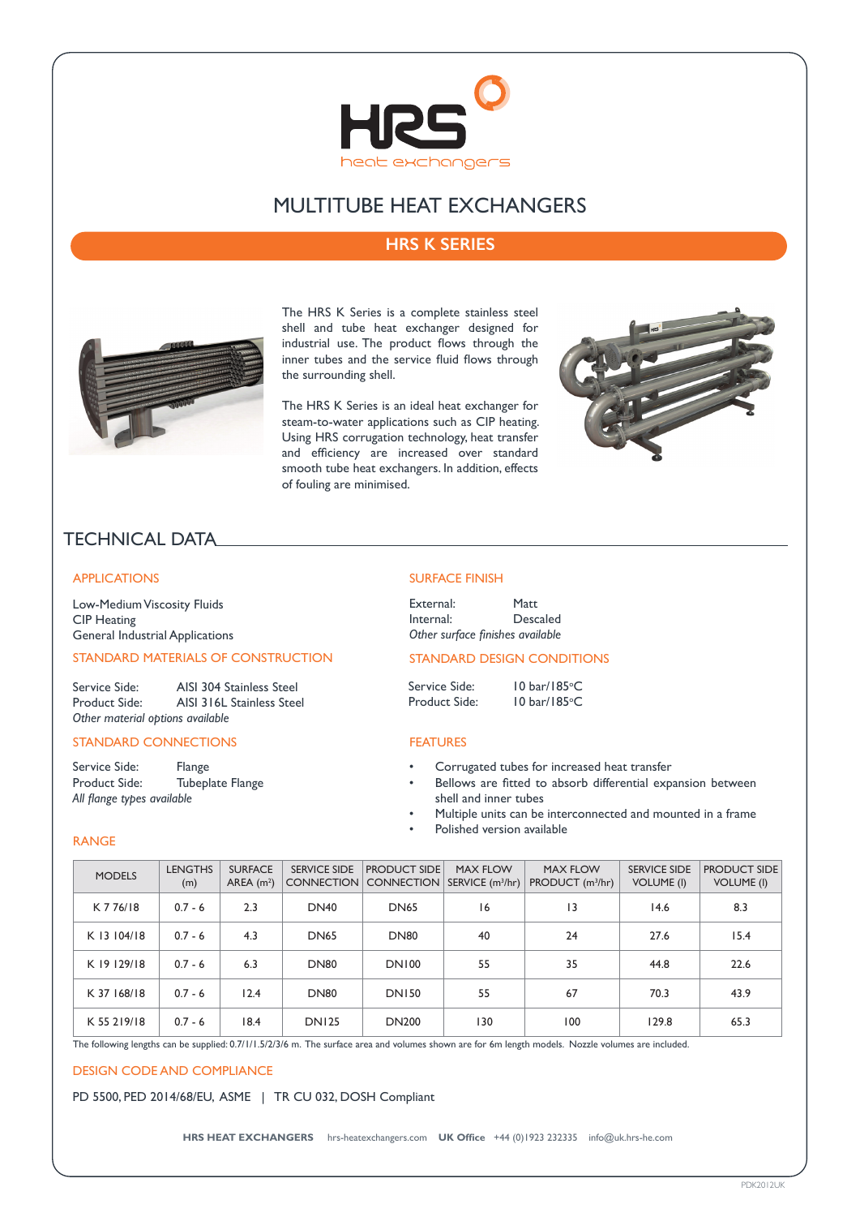# MULTITUBE HEAT EXCHANGERS

## HRS K SERIES

The HRS K Series is a complete stainless steel shell and tube heat exchanger designed for industrial use. The product flows through the inner tubes and the service fluid flows through the surrounding shell.

The HRS K Series is an ideal heat exchanger for steam-to-water applications such as CIP heating. Using HRS corrugation technology, heat transfer and efficiency are increased over standard smooth tube heat exchangers. In addition, effects of fouling are minimised.

## TECHNICAL DATA

### APPLICATIONS

Low-Medium Viscosity Fluids
CIP Heating
General Industrial Applications

### STANDARD MATERIALS OF CONSTRUCTION

Service Side: AISI 304 Stainless Steel
Product Side: AISI 316L Stainless Steel
*Other material options available*

### STANDARD CONNECTIONS

Service Side: Flange
Product Side: Tubeplate Flange
*All flange types available*

### SURFACE FINISH

External: Matt
Internal: Descaled
*Other surface finishes available*

### STANDARD DESIGN CONDITIONS

Service Side: 10 bar/185°C
Product Side: 10 bar/185°C

### FEATURES

- Corrugated tubes for increased heat transfer
- Bellows are fitted to absorb differential expansion between shell and inner tubes
- Multiple units can be interconnected and mounted in a frame
- Polished version available

### RANGE

| MODELS | LENGTHS (m) | SURFACE AREA (m²) | SERVICE SIDE CONNECTION | PRODUCT SIDE CONNECTION | MAX FLOW SERVICE (m³/hr) | MAX FLOW PRODUCT (m³/hr) | SERVICE SIDE VOLUME (l) | PRODUCT SIDE VOLUME (l) |
|---|---|---|---|---|---|---|---|---|
| K 7 76/18 | 0.7 - 6 | 2.3 | DN40 | DN65 | 16 | 13 | 14.6 | 8.3 |
| K 13 104/18 | 0.7 - 6 | 4.3 | DN65 | DN80 | 40 | 24 | 27.6 | 15.4 |
| K 19 129/18 | 0.7 - 6 | 6.3 | DN80 | DN100 | 55 | 35 | 44.8 | 22.6 |
| K 37 168/18 | 0.7 - 6 | 12.4 | DN80 | DN150 | 55 | 67 | 70.3 | 43.9 |
| K 55 219/18 | 0.7 - 6 | 18.4 | DN125 | DN200 | 130 | 100 | 129.8 | 65.3 |

The following lengths can be supplied: 0.7/1/1.5/2/3/6 m. The surface area and volumes shown are for 6m length models. Nozzle volumes are included.

### DESIGN CODE AND COMPLIANCE

PD 5500, PED 2014/68/EU, ASME | TR CU 032, DOSH Compliant

**HRS HEAT EXCHANGERS** hrs-heatexchangers.com **UK Office** +44 (0)1923 232335 info@uk.hrs-he.com

PDK2012UK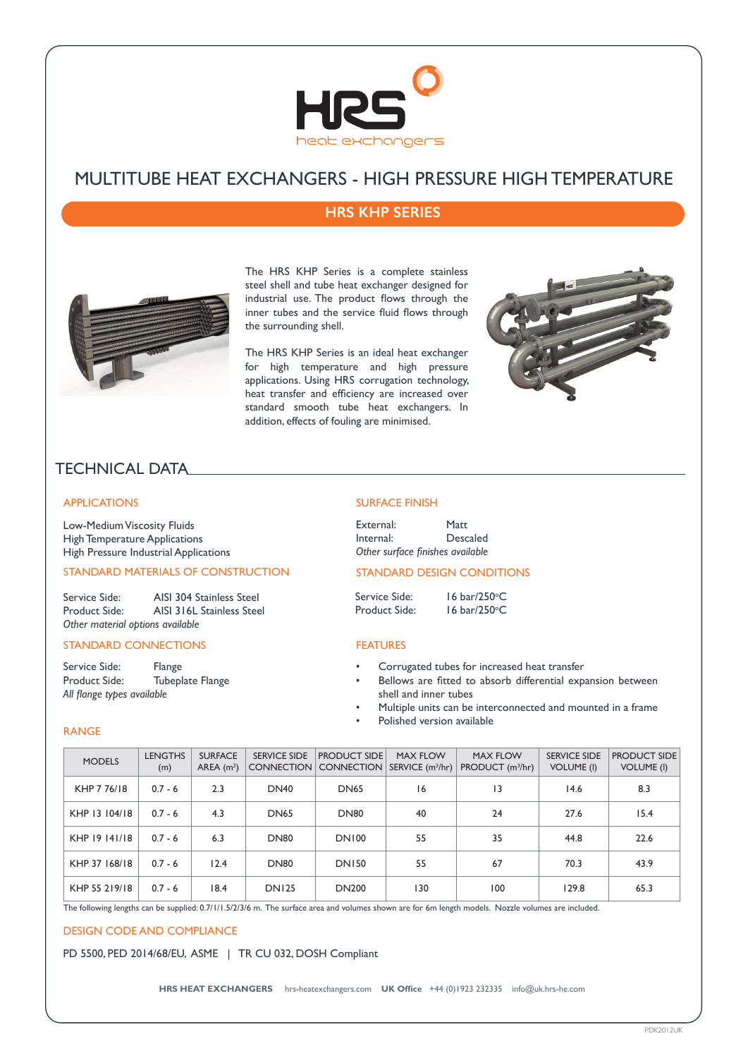# MULTITUBE HEAT EXCHANGERS - HIGH PRESSURE HIGH TEMPERATURE

## HRS KHP SERIES

The HRS KHP Series is a complete stainless steel shell and tube heat exchanger designed for industrial use. The product flows through the inner tubes and the service fluid flows through the surrounding shell.

The HRS KHP Series is an ideal heat exchanger for high temperature and high pressure applications. Using HRS corrugation technology, heat transfer and efficiency are increased over standard smooth tube heat exchangers. In addition, effects of fouling are minimised.

## TECHNICAL DATA

### APPLICATIONS

Low-Medium Viscosity Fluids
High Temperature Applications
High Pressure Industrial Applications

### STANDARD MATERIALS OF CONSTRUCTION

Service Side: AISI 304 Stainless Steel
Product Side: AISI 316L Stainless Steel
*Other material options available*

### STANDARD CONNECTIONS

Service Side: Flange
Product Side: Tubeplate Flange
*All flange types available*

### SURFACE FINISH

External: Matt
Internal: Descaled
*Other surface finishes available*

### STANDARD DESIGN CONDITIONS

Service Side: 16 bar/250°C
Product Side: 16 bar/250°C

### FEATURES

- Corrugated tubes for increased heat transfer
- Bellows are fitted to absorb differential expansion between shell and inner tubes
- Multiple units can be interconnected and mounted in a frame
- Polished version available

### RANGE

| MODELS | LENGTHS (m) | SURFACE AREA ($m^2$) | SERVICE SIDE CONNECTION | PRODUCT SIDE CONNECTION | MAX FLOW SERVICE ($m^3$/hr) | MAX FLOW PRODUCT ($m^3$/hr) | SERVICE SIDE VOLUME (l) | PRODUCT SIDE VOLUME (l) |
|---|---|---|---|---|---|---|---|---|
| KHP 7 76/18 | 0.7 - 6 | 2.3 | DN40 | DN65 | 16 | 13 | 14.6 | 8.3 |
| KHP 13 104/18 | 0.7 - 6 | 4.3 | DN65 | DN80 | 40 | 24 | 27.6 | 15.4 |
| KHP 19 141/18 | 0.7 - 6 | 6.3 | DN80 | DN100 | 55 | 35 | 44.8 | 22.6 |
| KHP 37 168/18 | 0.7 - 6 | 12.4 | DN80 | DN150 | 55 | 67 | 70.3 | 43.9 |
| KHP 55 219/18 | 0.7 - 6 | 18.4 | DN125 | DN200 | 130 | 100 | 129.8 | 65.3 |

The following lengths can be supplied: 0.7/1/1.5/2/3/6 m. The surface area and volumes shown are for 6m length models. Nozzle volumes are included.

### DESIGN CODE AND COMPLIANCE

PD 5500, PED 2014/68/EU, ASME | TR CU 032, DOSH Compliant

**HRS HEAT EXCHANGERS** hrs-heatexchangers.com **UK Office** +44 (0)1923 232335 info@uk.hrs-he.com